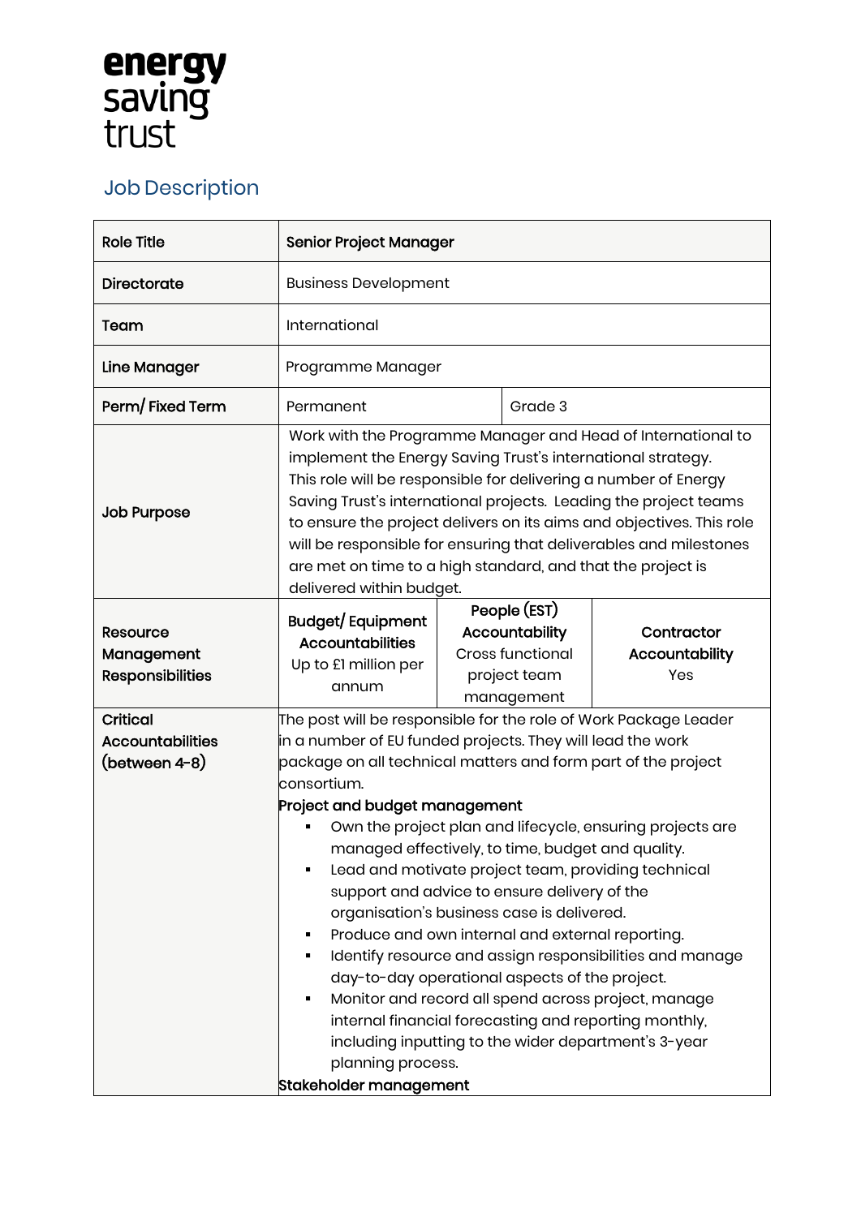energy saving trust

## Job Description

| Role Title | Senior Project Manager | | |
|---|---|---|---|
| Directorate | Business Development | | |
| Team | International | | |
| Line Manager | Programme Manager | | |
| Perm/ Fixed Term | Permanent | Grade 3 | |
| Job Purpose | Work with the Programme Manager and Head of International to implement the Energy Saving Trust's international strategy. This role will be responsible for delivering a number of Energy Saving Trust's international projects. Leading the project teams to ensure the project delivers on its aims and objectives. This role will be responsible for ensuring that deliverables and milestones are met on time to a high standard, and that the project is delivered within budget. | | |
| Resource Management Responsibilities | **Budget/ Equipment Accountabilities**<br>Up to £1 million per annum | **People (EST) Accountability**<br>Cross functional project team management | **Contractor Accountability**<br>Yes |
| Critical Accountabilities (between 4-8) | The post will be responsible for the role of Work Package Leader in a number of EU funded projects. They will lead the work package on all technical matters and form part of the project consortium.<br>**Project and budget management**<br>▪ Own the project plan and lifecycle, ensuring projects are managed effectively, to time, budget and quality.<br>▪ Lead and motivate project team, providing technical support and advice to ensure delivery of the organisation's business case is delivered.<br>▪ Produce and own internal and external reporting.<br>▪ Identify resource and assign responsibilities and manage day-to-day operational aspects of the project.<br>▪ Monitor and record all spend across project, manage internal financial forecasting and reporting monthly, including inputting to the wider department's 3-year planning process.<br>**Stakeholder management** | | |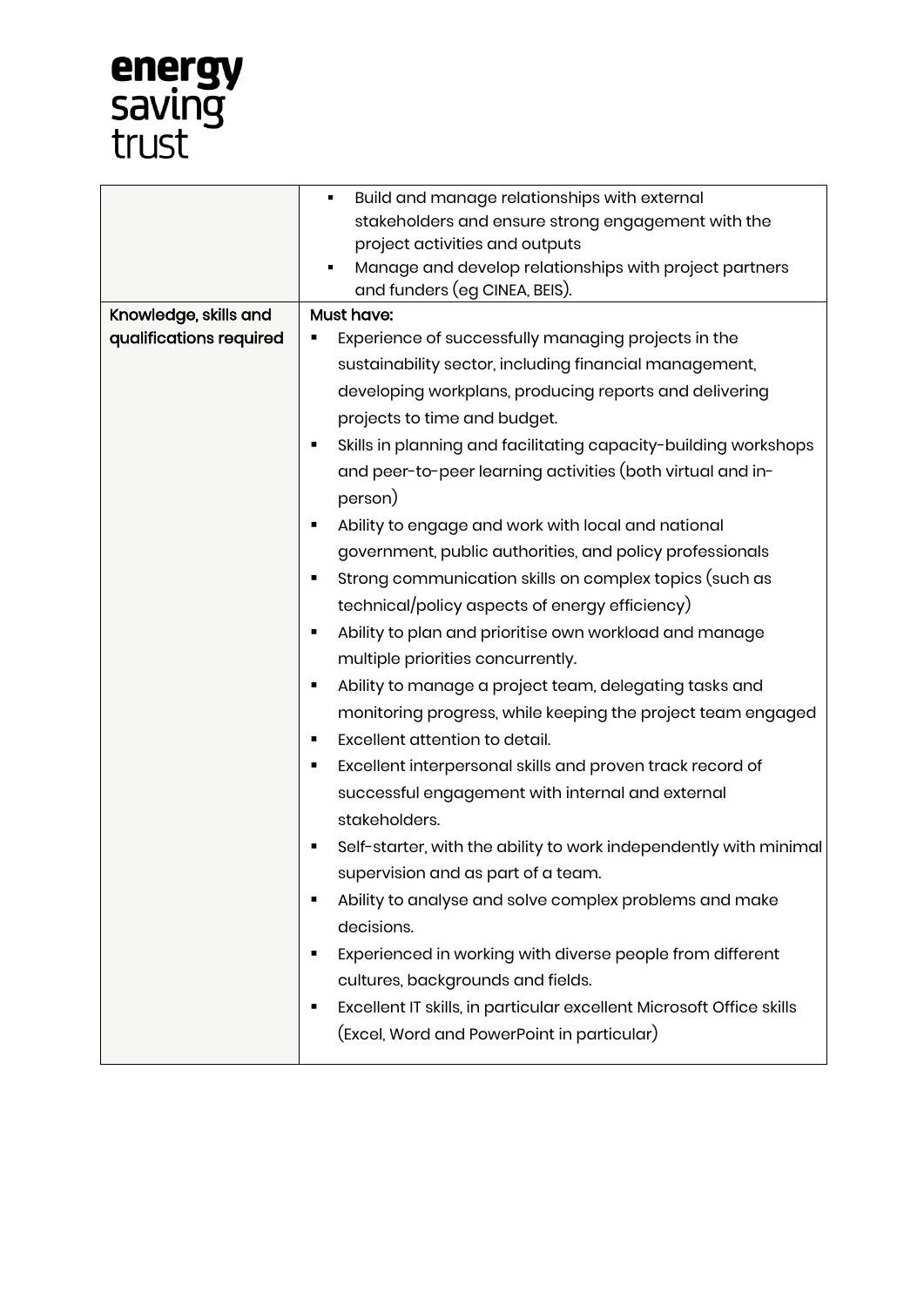|  |  |
| --- | --- |
|  | ▪ Build and manage relationships with external stakeholders and ensure strong engagement with the project activities and outputs<br>▪ Manage and develop relationships with project partners and funders (eg CINEA, BEIS). |
| Knowledge, skills and qualifications required | Must have:<br>▪ Experience of successfully managing projects in the sustainability sector, including financial management, developing workplans, producing reports and delivering projects to time and budget.<br>▪ Skills in planning and facilitating capacity-building workshops and peer-to-peer learning activities (both virtual and in-person)<br>▪ Ability to engage and work with local and national government, public authorities, and policy professionals<br>▪ Strong communication skills on complex topics (such as technical/policy aspects of energy efficiency)<br>▪ Ability to plan and prioritise own workload and manage multiple priorities concurrently.<br>▪ Ability to manage a project team, delegating tasks and monitoring progress, while keeping the project team engaged<br>▪ Excellent attention to detail.<br>▪ Excellent interpersonal skills and proven track record of successful engagement with internal and external stakeholders.<br>▪ Self-starter, with the ability to work independently with minimal supervision and as part of a team.<br>▪ Ability to analyse and solve complex problems and make decisions.<br>▪ Experienced in working with diverse people from different cultures, backgrounds and fields.<br>▪ Excellent IT skills, in particular excellent Microsoft Office skills (Excel, Word and PowerPoint in particular) |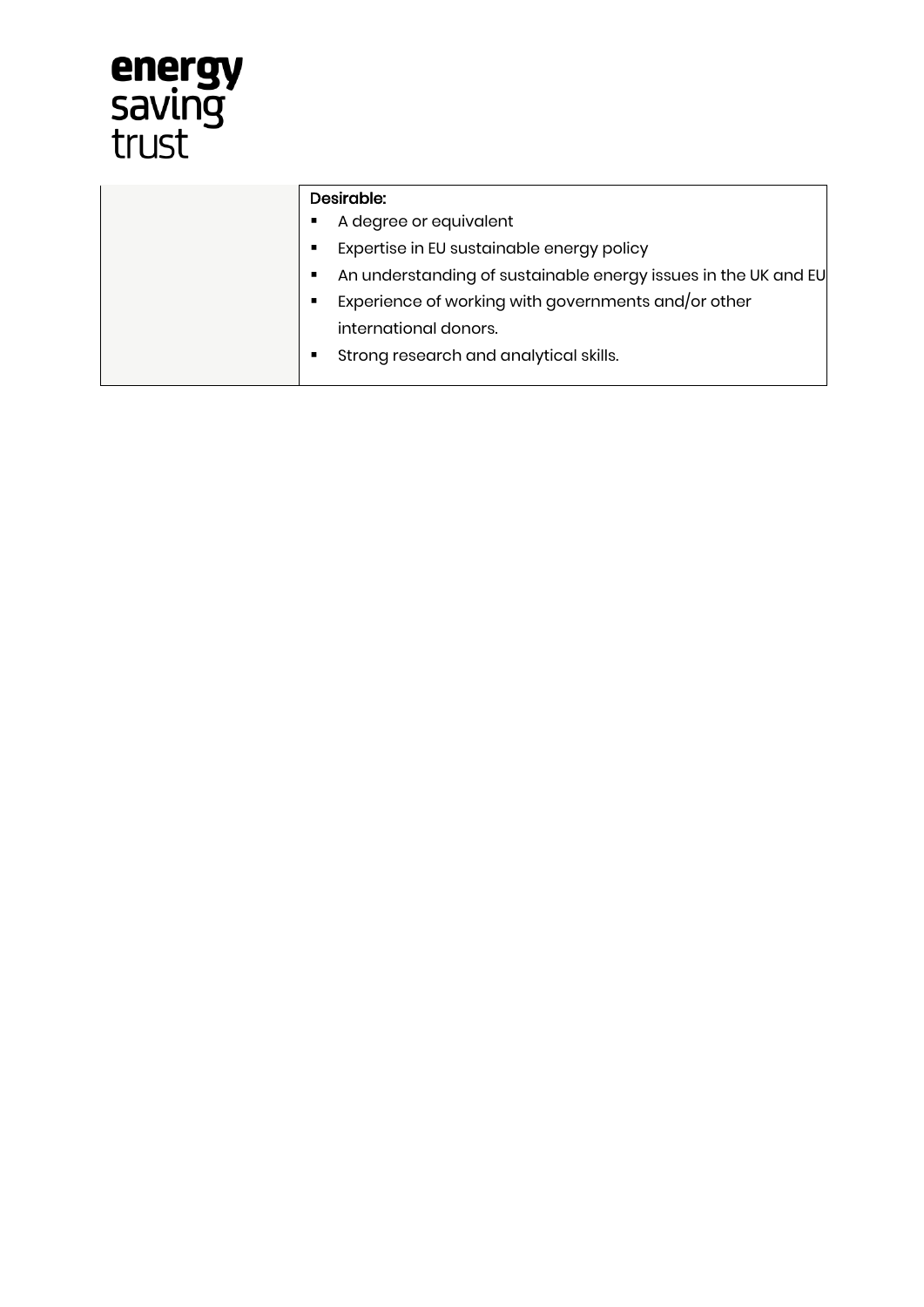| | |
|---|---|
| | **Desirable:**<br>▪ A degree or equivalent<br>▪ Expertise in EU sustainable energy policy<br>▪ An understanding of sustainable energy issues in the UK and EU<br>▪ Experience of working with governments and/or other international donors.<br>▪ Strong research and analytical skills. |